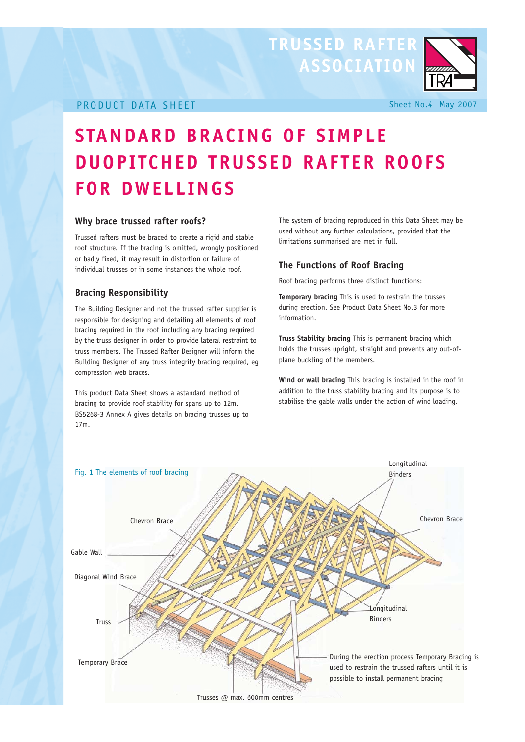TRUSSED RAFTER ASSOCIATION

PRODUCT DATA SHEET

Sheet No.4 May 2007

# STANDARD BRACING OF SIMPLE DUOPITCHED TRUSSED RAFTER ROOFS FOR DWELLINGS

## Why brace trussed rafter roofs?

Trussed rafters must be braced to create a rigid and stable roof structure. If the bracing is omitted, wrongly positioned or badly fixed, it may result in distortion or failure of individual trusses or in some instances the whole roof.

## Bracing Responsibility

The Building Designer and not the trussed rafter supplier is responsible for designing and detailing all elements of roof bracing required in the roof including any bracing required by the truss designer in order to provide lateral restraint to truss members. The Trussed Rafter Designer will inform the Building Designer of any truss integrity bracing required, eg compression web braces.

This product Data Sheet shows a astandard method of bracing to provide roof stability for spans up to 12m. BS5268-3 Annex A gives details on bracing trusses up to 17m.

The system of bracing reproduced in this Data Sheet may be used without any further calculations, provided that the limitations summarised are met in full.

## The Functions of Roof Bracing

Roof bracing performs three distinct functions:

**Temporary bracing** This is used to restrain the trusses during erection. See Product Data Sheet No.3 for more information.

**Truss Stability bracing** This is permanent bracing which holds the trusses upright, straight and prevents any out-of-plane buckling of the members.

**Wind or wall bracing** This bracing is installed in the roof in addition to the truss stability bracing and its purpose is to stabilise the gable walls under the action of wind loading.

Fig. 1 The elements of roof bracing

Longitudinal Binders

Chevron Brace

Chevron Brace

Gable Wall

Diagonal Wind Brace

Truss

Longitudinal Binders

Temporary Brace

During the erection process Temporary Bracing is used to restrain the trussed rafters until it is possible to install permanent bracing

Trusses @ max. 600mm centres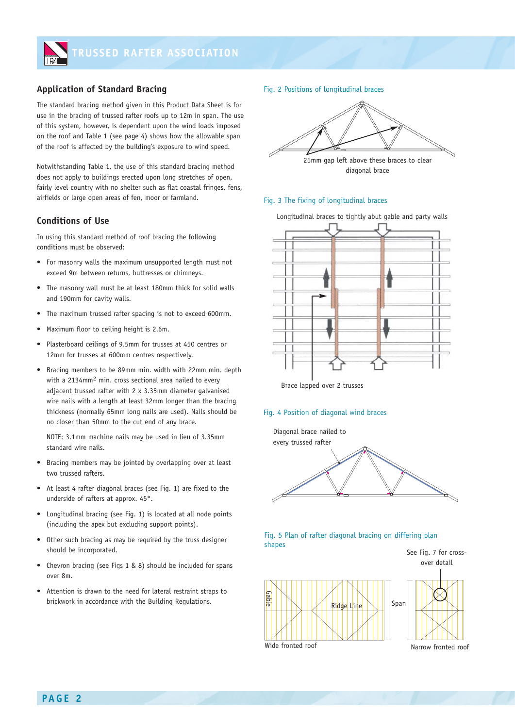## Application of Standard Bracing

The standard bracing method given in this Product Data Sheet is for use in the bracing of trussed rafter roofs up to 12m in span. The use of this system, however, is dependent upon the wind loads imposed on the roof and Table 1 (see page 4) shows how the allowable span of the roof is affected by the building's exposure to wind speed.

Notwithstanding Table 1, the use of this standard bracing method does not apply to buildings erected upon long stretches of open, fairly level country with no shelter such as flat coastal fringes, fens, airfields or large open areas of fen, moor or farmland.

## Conditions of Use

In using this standard method of roof bracing the following conditions must be observed:

- For masonry walls the maximum unsupported length must not exceed 9m between returns, buttresses or chimneys.
- The masonry wall must be at least 180mm thick for solid walls and 190mm for cavity walls.
- The maximum trussed rafter spacing is not to exceed 600mm.
- Maximum floor to ceiling height is 2.6m.
- Plasterboard ceilings of 9.5mm for trusses at 450 centres or 12mm for trusses at 600mm centres respectively.
- Bracing members to be 89mm min. width with 22mm min. depth with a 2134mm$^2$ min. cross sectional area nailed to every adjacent trussed rafter with 2 x 3.35mm diameter galvanised wire nails with a length at least 32mm longer than the bracing thickness (normally 65mm long nails are used). Nails should be no closer than 50mm to the cut end of any brace.

  NOTE: 3.1mm machine nails may be used in lieu of 3.35mm standard wire nails.
- Bracing members may be jointed by overlapping over at least two trussed rafters.
- At least 4 rafter diagonal braces (see Fig. 1) are fixed to the underside of rafters at approx. 45°.
- Longitudinal bracing (see Fig. 1) is located at all node points (including the apex but excluding support points).
- Other such bracing as may be required by the truss designer should be incorporated.
- Chevron bracing (see Figs 1 & 8) should be included for spans over 8m.
- Attention is drawn to the need for lateral restraint straps to brickwork in accordance with the Building Regulations.

Fig. 2 Positions of longitudinal braces

25mm gap left above these braces to clear diagonal brace

Fig. 3 The fixing of longitudinal braces

Longitudinal braces to tightly abut gable and party walls

Brace lapped over 2 trusses

Fig. 4 Position of diagonal wind braces

Diagonal brace nailed to every trussed rafter

Fig. 5 Plan of rafter diagonal bracing on differing plan shapes

See Fig. 7 for cross-over detail

Gable

Ridge Line

Span

Wide fronted roof

Narrow fronted roof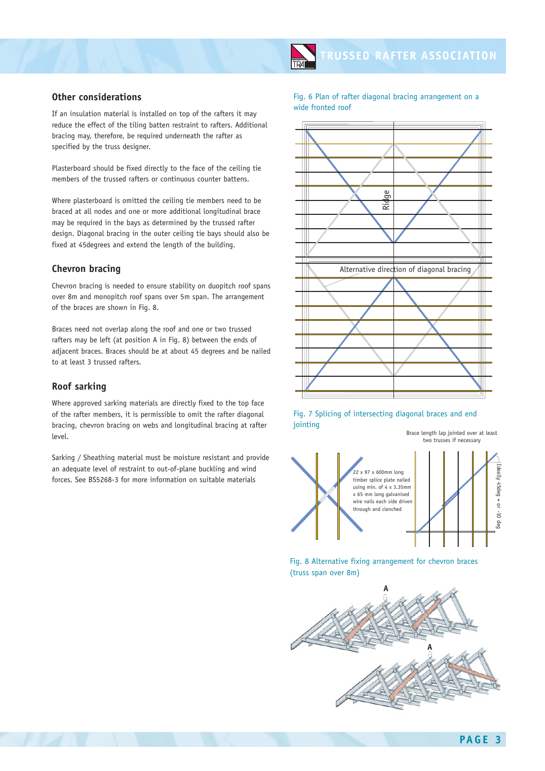## Other considerations

If an insulation material is installed on top of the rafters it may reduce the effect of the tiling batten restraint to rafters. Additional bracing may, therefore, be required underneath the rafter as specified by the truss designer.

Plasterboard should be fixed directly to the face of the ceiling tie members of the trussed rafters or continuous counter battens.

Where plasterboard is omitted the ceiling tie members need to be braced at all nodes and one or more additional longitudinal brace may be required in the bays as determined by the trussed rafter design. Diagonal bracing in the outer ceiling tie bays should also be fixed at 45degrees and extend the length of the building.

## Chevron bracing

Chevron bracing is needed to ensure stability on duopitch roof spans over 8m and monopitch roof spans over 5m span. The arrangement of the braces are shown in Fig. 8.

Braces need not overlap along the roof and one or two trussed rafters may be left (at position A in Fig. 8) between the ends of adjacent braces. Braces should be at about 45 degrees and be nailed to at least 3 trussed rafters.

## Roof sarking

Where approved sarking materials are directly fixed to the top face of the rafter members, it is permissible to omit the rafter diagonal bracing, chevron bracing on webs and longitudinal bracing at rafter level.

Sarking / Sheathing material must be moisture resistant and provide an adequate level of restraint to out-of-plane buckling and wind forces. See BS5268-3 for more information on suitable materials

Fig. 6 Plan of rafter diagonal bracing arrangement on a wide fronted roof

Ridge

Alternative direction of diagonal bracing

Fig. 7 Splicing of intersecting diagonal braces and end jointing

22 x 97 x 600mm long timber splice plate nailed using min. of 4 x 3.35mm x 65 mm long galvanised wire nails each side driven through and clenched

Brace length lap jointed over at least two trusses if necessary

Ideally 45deg + or - 10 deg

Fig. 8 Alternative fixing arrangement for chevron braces (truss span over 8m)

A

A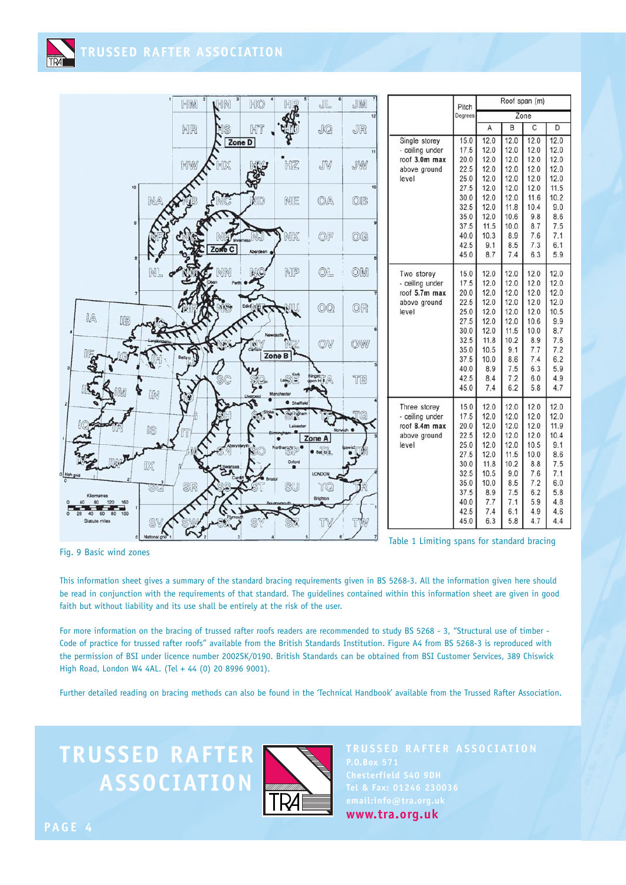Fig. 9 Basic wind zones

| | Pitch Degrees | Roof span (m) | | | |
|---|---|---|---|---|---|
| | | Zone | | | |
| | | A | B | C | D |
| Single storey - ceiling under roof **3.0m max** above ground level | 15.0 | 12.0 | 12.0 | 12.0 | 12.0 |
| | 17.5 | 12.0 | 12.0 | 12.0 | 12.0 |
| | 20.0 | 12.0 | 12.0 | 12.0 | 12.0 |
| | 22.5 | 12.0 | 12.0 | 12.0 | 12.0 |
| | 25.0 | 12.0 | 12.0 | 12.0 | 12.0 |
| | 27.5 | 12.0 | 12.0 | 12.0 | 11.5 |
| | 30.0 | 12.0 | 12.0 | 11.6 | 10.2 |
| | 32.5 | 12.0 | 11.8 | 10.4 | 9.0 |
| | 35.0 | 12.0 | 10.6 | 9.8 | 8.6 |
| | 37.5 | 11.5 | 10.0 | 8.7 | 7.5 |
| | 40.0 | 10.3 | 8.9 | 7.6 | 7.1 |
| | 42.5 | 9.1 | 8.5 | 7.3 | 6.1 |
| | 45.0 | 8.7 | 7.4 | 6.3 | 5.9 |
| Two storey - ceiling under roof **5.7m max** above ground level | 15.0 | 12.0 | 12.0 | 12.0 | 12.0 |
| | 17.5 | 12.0 | 12.0 | 12.0 | 12.0 |
| | 20.0 | 12.0 | 12.0 | 12.0 | 12.0 |
| | 22.5 | 12.0 | 12.0 | 12.0 | 12.0 |
| | 25.0 | 12.0 | 12.0 | 12.0 | 10.5 |
| | 27.5 | 12.0 | 12.0 | 10.6 | 9.9 |
| | 30.0 | 12.0 | 11.5 | 10.0 | 8.7 |
| | 32.5 | 11.8 | 10.2 | 8.9 | 7.6 |
| | 35.0 | 10.5 | 9.1 | 7.7 | 7.2 |
| | 37.5 | 10.0 | 8.6 | 7.4 | 6.2 |
| | 40.0 | 8.9 | 7.5 | 6.3 | 5.9 |
| | 42.5 | 8.4 | 7.2 | 6.0 | 4.9 |
| | 45.0 | 7.4 | 6.2 | 5.8 | 4.7 |
| Three storey - ceiling under roof **8.4m max** above ground level | 15.0 | 12.0 | 12.0 | 12.0 | 12.0 |
| | 17.5 | 12.0 | 12.0 | 12.0 | 12.0 |
| | 20.0 | 12.0 | 12.0 | 12.0 | 11.9 |
| | 22.5 | 12.0 | 12.0 | 12.0 | 10.4 |
| | 25.0 | 12.0 | 12.0 | 10.5 | 9.1 |
| | 27.5 | 12.0 | 11.5 | 10.0 | 8.6 |
| | 30.0 | 11.8 | 10.2 | 8.8 | 7.5 |
| | 32.5 | 10.5 | 9.0 | 7.6 | 7.1 |
| | 35.0 | 10.0 | 8.5 | 7.2 | 6.0 |
| | 37.5 | 8.9 | 7.5 | 6.2 | 5.8 |
| | 40.0 | 7.7 | 7.1 | 5.9 | 4.8 |
| | 42.5 | 7.4 | 6.1 | 4.9 | 4.6 |
| | 45.0 | 6.3 | 5.8 | 4.7 | 4.4 |

Table 1 Limiting spans for standard bracing

This information sheet gives a summary of the standard bracing requirements given in BS 5268-3. All the information given here should be read in conjunction with the requirements of that standard. The guidelines contained within this information sheet are given in good faith but without liability and its use shall be entirely at the risk of the user.

For more information on the bracing of trussed rafter roofs readers are recommended to study BS 5268 - 3, "Structural use of timber - Code of practice for trussed rafter roofs" available from the British Standards Institution. Figure A4 from BS 5268-3 is reproduced with the permission of BSI under licence number 2002SK/0190. British Standards can be obtained from BSI Customer Services, 389 Chiswick High Road, London W4 4AL. (Tel + 44 (0) 20 8996 9001).

Further detailed reading on bracing methods can also be found in the 'Technical Handbook' available from the Trussed Rafter Association.

**TRUSSED RAFTER ASSOCIATION**

TRUSSED RAFTER ASSOCIATION
P.O.Box 571
Chesterfield S40 9DH
Tel & Fax: 01246 230036
email:info@tra.org.uk
**www.tra.org.uk**